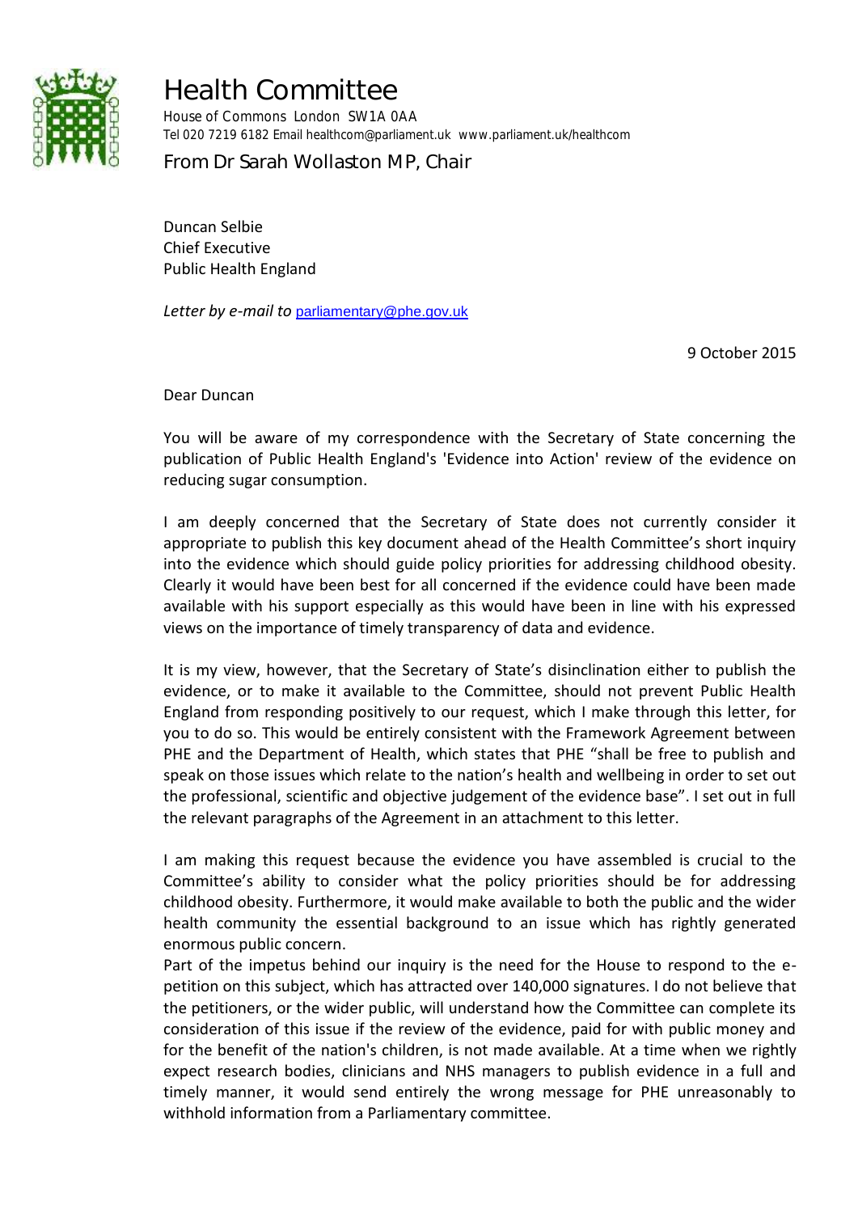# Health Committee

House of Commons London SW1A 0AA
Tel 020 7219 6182 Email healthcom@parliament.uk www.parliament.uk/healthcom

From Dr Sarah Wollaston MP, Chair

Duncan Selbie
Chief Executive
Public Health England

*Letter by e-mail to* parliamentary@phe.gov.uk

9 October 2015

Dear Duncan

You will be aware of my correspondence with the Secretary of State concerning the publication of Public Health England's 'Evidence into Action' review of the evidence on reducing sugar consumption.

I am deeply concerned that the Secretary of State does not currently consider it appropriate to publish this key document ahead of the Health Committee's short inquiry into the evidence which should guide policy priorities for addressing childhood obesity. Clearly it would have been best for all concerned if the evidence could have been made available with his support especially as this would have been in line with his expressed views on the importance of timely transparency of data and evidence.

It is my view, however, that the Secretary of State's disinclination either to publish the evidence, or to make it available to the Committee, should not prevent Public Health England from responding positively to our request, which I make through this letter, for you to do so. This would be entirely consistent with the Framework Agreement between PHE and the Department of Health, which states that PHE "shall be free to publish and speak on those issues which relate to the nation's health and wellbeing in order to set out the professional, scientific and objective judgement of the evidence base". I set out in full the relevant paragraphs of the Agreement in an attachment to this letter.

I am making this request because the evidence you have assembled is crucial to the Committee's ability to consider what the policy priorities should be for addressing childhood obesity. Furthermore, it would make available to both the public and the wider health community the essential background to an issue which has rightly generated enormous public concern.

Part of the impetus behind our inquiry is the need for the House to respond to the e-petition on this subject, which has attracted over 140,000 signatures. I do not believe that the petitioners, or the wider public, will understand how the Committee can complete its consideration of this issue if the review of the evidence, paid for with public money and for the benefit of the nation's children, is not made available. At a time when we rightly expect research bodies, clinicians and NHS managers to publish evidence in a full and timely manner, it would send entirely the wrong message for PHE unreasonably to withhold information from a Parliamentary committee.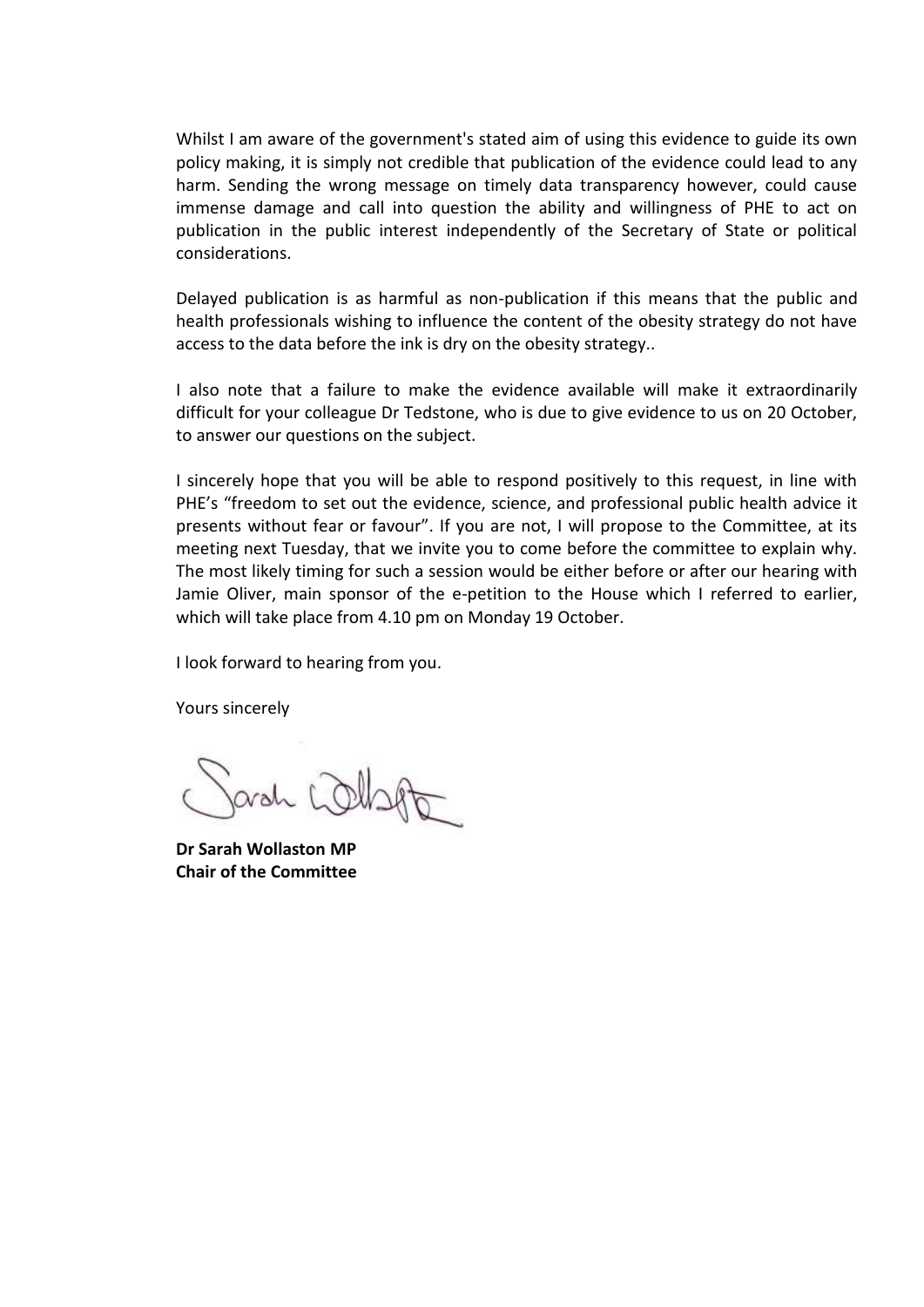Whilst I am aware of the government's stated aim of using this evidence to guide its own policy making, it is simply not credible that publication of the evidence could lead to any harm. Sending the wrong message on timely data transparency however, could cause immense damage and call into question the ability and willingness of PHE to act on publication in the public interest independently of the Secretary of State or political considerations.

Delayed publication is as harmful as non-publication if this means that the public and health professionals wishing to influence the content of the obesity strategy do not have access to the data before the ink is dry on the obesity strategy..

I also note that a failure to make the evidence available will make it extraordinarily difficult for your colleague Dr Tedstone, who is due to give evidence to us on 20 October, to answer our questions on the subject.

I sincerely hope that you will be able to respond positively to this request, in line with PHE's "freedom to set out the evidence, science, and professional public health advice it presents without fear or favour". If you are not, I will propose to the Committee, at its meeting next Tuesday, that we invite you to come before the committee to explain why. The most likely timing for such a session would be either before or after our hearing with Jamie Oliver, main sponsor of the e-petition to the House which I referred to earlier, which will take place from 4.10 pm on Monday 19 October.

I look forward to hearing from you.

Yours sincerely

Sarah Wollaston

**Dr Sarah Wollaston MP**
**Chair of the Committee**